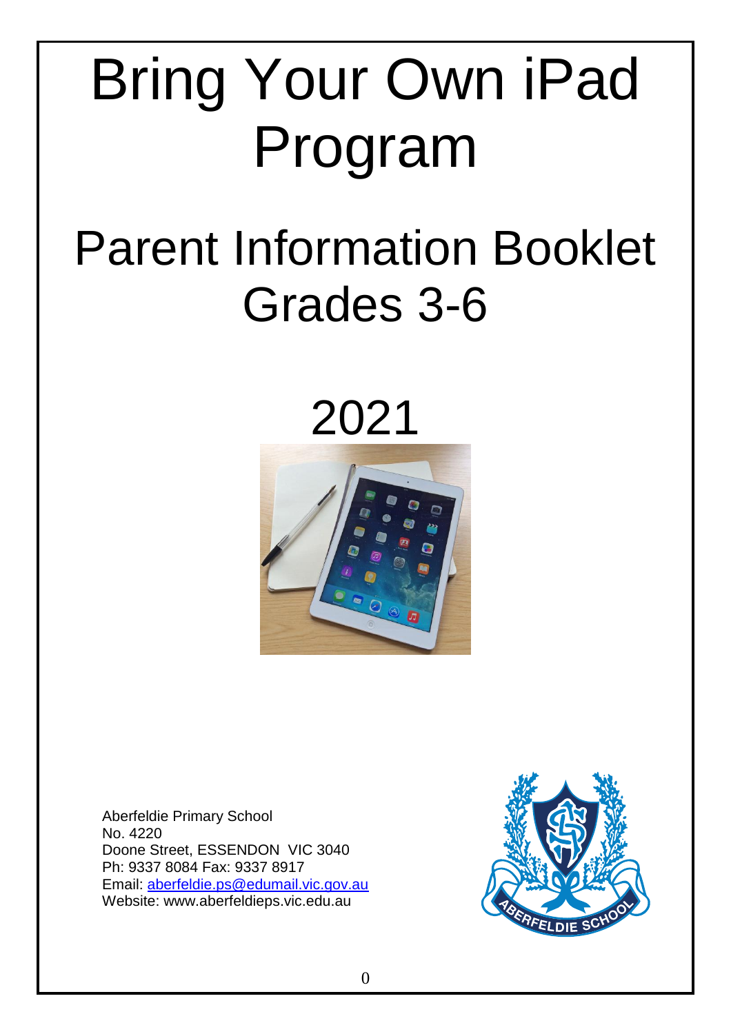# Bring Your Own iPad Program

# Parent Information Booklet Grades 3-6

# 2021

Aberfeldie Primary School
No. 4220
Doone Street, ESSENDON VIC 3040
Ph: 9337 8084 Fax: 9337 8917
Email: aberfeldie.ps@edumail.vic.gov.au
Website: www.aberfeldieps.vic.edu.au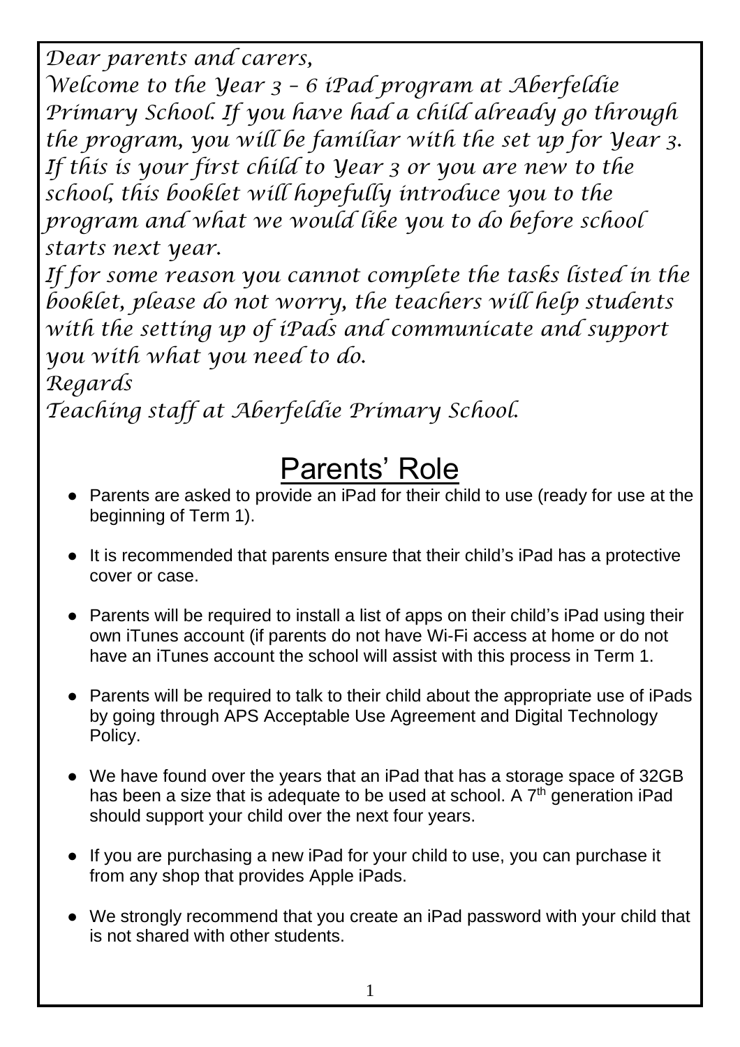*Dear parents and carers,*
*Welcome to the Year 3 – 6 iPad program at Aberfeldie Primary School. If you have had a child already go through the program, you will be familiar with the set up for Year 3. If this is your first child to Year 3 or you are new to the school, this booklet will hopefully introduce you to the program and what we would like you to do before school starts next year.*
*If for some reason you cannot complete the tasks listed in the booklet, please do not worry, the teachers will help students with the setting up of iPads and communicate and support you with what you need to do.*
*Regards*
*Teaching staff at Aberfeldie Primary School.*

# Parents' Role

- Parents are asked to provide an iPad for their child to use (ready for use at the beginning of Term 1).
- It is recommended that parents ensure that their child's iPad has a protective cover or case.
- Parents will be required to install a list of apps on their child's iPad using their own iTunes account (if parents do not have Wi-Fi access at home or do not have an iTunes account the school will assist with this process in Term 1.
- Parents will be required to talk to their child about the appropriate use of iPads by going through APS Acceptable Use Agreement and Digital Technology Policy.
- We have found over the years that an iPad that has a storage space of 32GB has been a size that is adequate to be used at school. A 7th generation iPad should support your child over the next four years.
- If you are purchasing a new iPad for your child to use, you can purchase it from any shop that provides Apple iPads.
- We strongly recommend that you create an iPad password with your child that is not shared with other students.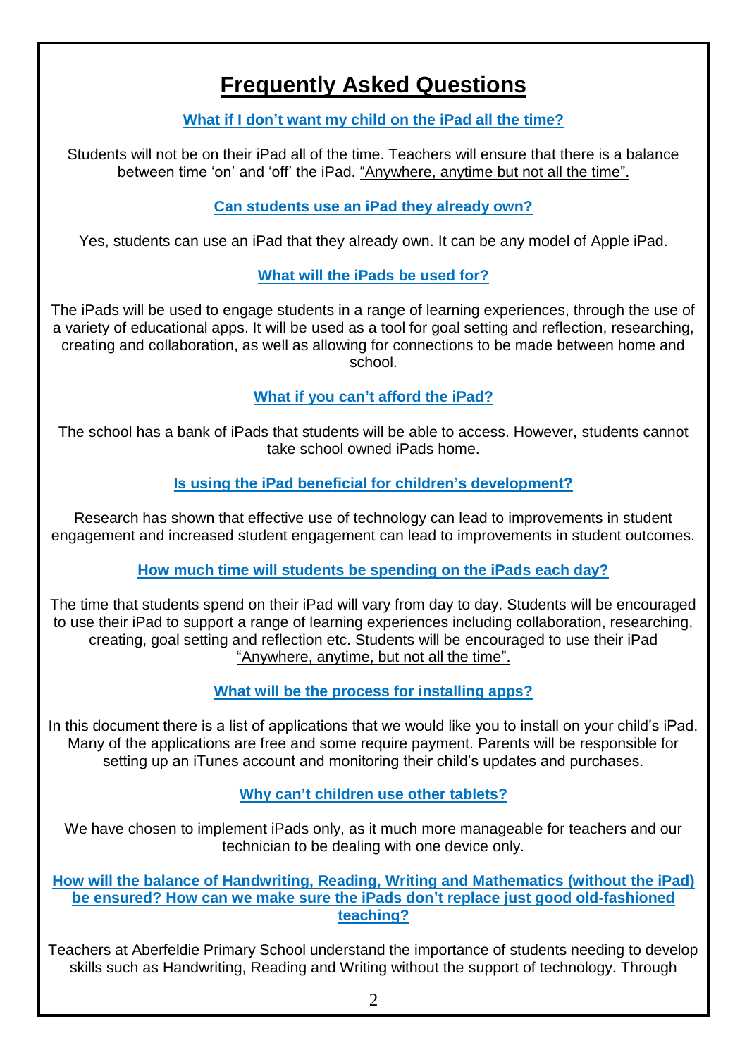# Frequently Asked Questions

### What if I don't want my child on the iPad all the time?

Students will not be on their iPad all of the time. Teachers will ensure that there is a balance between time 'on' and 'off' the iPad. "Anywhere, anytime but not all the time".

### Can students use an iPad they already own?

Yes, students can use an iPad that they already own. It can be any model of Apple iPad.

### What will the iPads be used for?

The iPads will be used to engage students in a range of learning experiences, through the use of a variety of educational apps. It will be used as a tool for goal setting and reflection, researching, creating and collaboration, as well as allowing for connections to be made between home and school.

### What if you can't afford the iPad?

The school has a bank of iPads that students will be able to access. However, students cannot take school owned iPads home.

### Is using the iPad beneficial for children's development?

Research has shown that effective use of technology can lead to improvements in student engagement and increased student engagement can lead to improvements in student outcomes.

### How much time will students be spending on the iPads each day?

The time that students spend on their iPad will vary from day to day. Students will be encouraged to use their iPad to support a range of learning experiences including collaboration, researching, creating, goal setting and reflection etc. Students will be encouraged to use their iPad "Anywhere, anytime, but not all the time".

### What will be the process for installing apps?

In this document there is a list of applications that we would like you to install on your child's iPad. Many of the applications are free and some require payment. Parents will be responsible for setting up an iTunes account and monitoring their child's updates and purchases.

### Why can't children use other tablets?

We have chosen to implement iPads only, as it much more manageable for teachers and our technician to be dealing with one device only.

### How will the balance of Handwriting, Reading, Writing and Mathematics (without the iPad) be ensured? How can we make sure the iPads don't replace just good old-fashioned teaching?

Teachers at Aberfeldie Primary School understand the importance of students needing to develop skills such as Handwriting, Reading and Writing without the support of technology. Through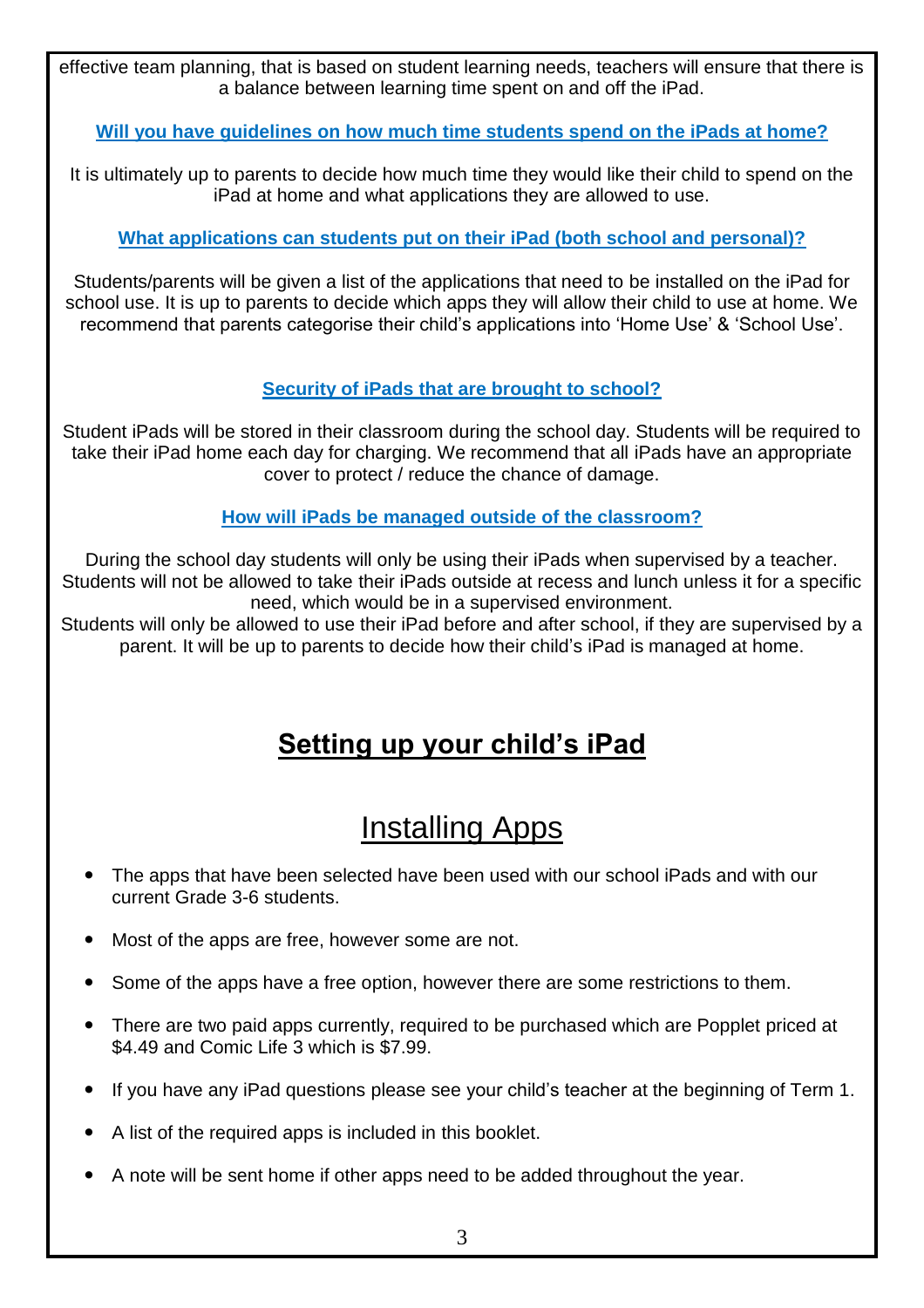effective team planning, that is based on student learning needs, teachers will ensure that there is a balance between learning time spent on and off the iPad.

**Will you have guidelines on how much time students spend on the iPads at home?**

It is ultimately up to parents to decide how much time they would like their child to spend on the iPad at home and what applications they are allowed to use.

**What applications can students put on their iPad (both school and personal)?**

Students/parents will be given a list of the applications that need to be installed on the iPad for school use. It is up to parents to decide which apps they will allow their child to use at home. We recommend that parents categorise their child's applications into 'Home Use' & 'School Use'.

**Security of iPads that are brought to school?**

Student iPads will be stored in their classroom during the school day. Students will be required to take their iPad home each day for charging. We recommend that all iPads have an appropriate cover to protect / reduce the chance of damage.

**How will iPads be managed outside of the classroom?**

During the school day students will only be using their iPads when supervised by a teacher. Students will not be allowed to take their iPads outside at recess and lunch unless it for a specific need, which would be in a supervised environment.
Students will only be allowed to use their iPad before and after school, if they are supervised by a parent. It will be up to parents to decide how their child's iPad is managed at home.

# Setting up your child's iPad

## Installing Apps

- The apps that have been selected have been used with our school iPads and with our current Grade 3-6 students.
- Most of the apps are free, however some are not.
- Some of the apps have a free option, however there are some restrictions to them.
- There are two paid apps currently, required to be purchased which are Popplet priced at $4.49 and Comic Life 3 which is $7.99.
- If you have any iPad questions please see your child's teacher at the beginning of Term 1.
- A list of the required apps is included in this booklet.
- A note will be sent home if other apps need to be added throughout the year.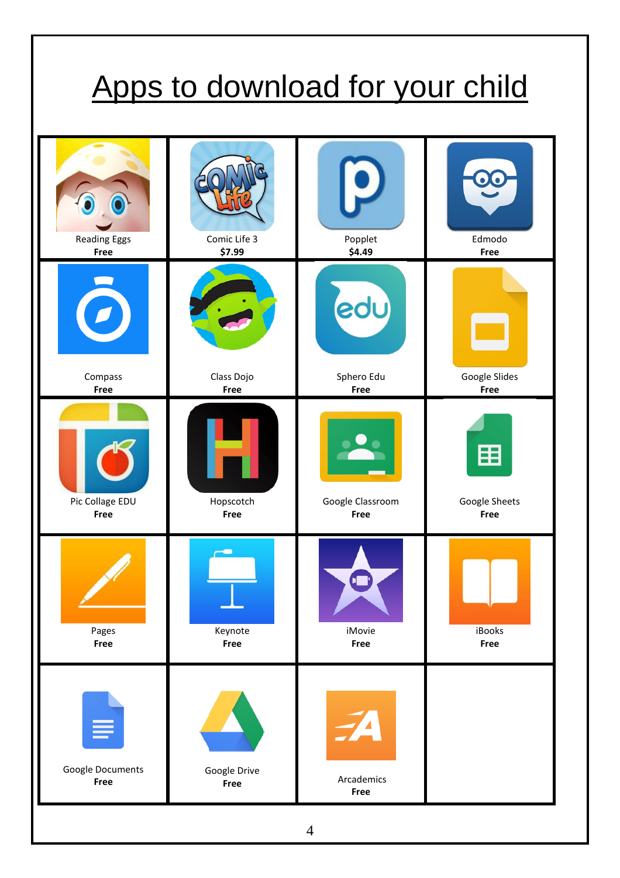# Apps to download for your child

| | | | |
|---|---|---|---|
| Reading Eggs<br>**Free** | Comic Life 3<br>**$7.99** | Popplet<br>**$4.49** | Edmodo<br>**Free** |
| Compass<br>**Free** | Class Dojo<br>**Free** | Sphero Edu<br>**Free** | Google Slides<br>**Free** |
| Pic Collage EDU<br>**Free** | Hopscotch<br>**Free** | Google Classroom<br>**Free** | Google Sheets<br>**Free** |
| Pages<br>**Free** | Keynote<br>**Free** | iMovie<br>**Free** | iBooks<br>**Free** |
| Google Documents<br>**Free** | Google Drive<br>**Free** | Arcademics<br>**Free** | |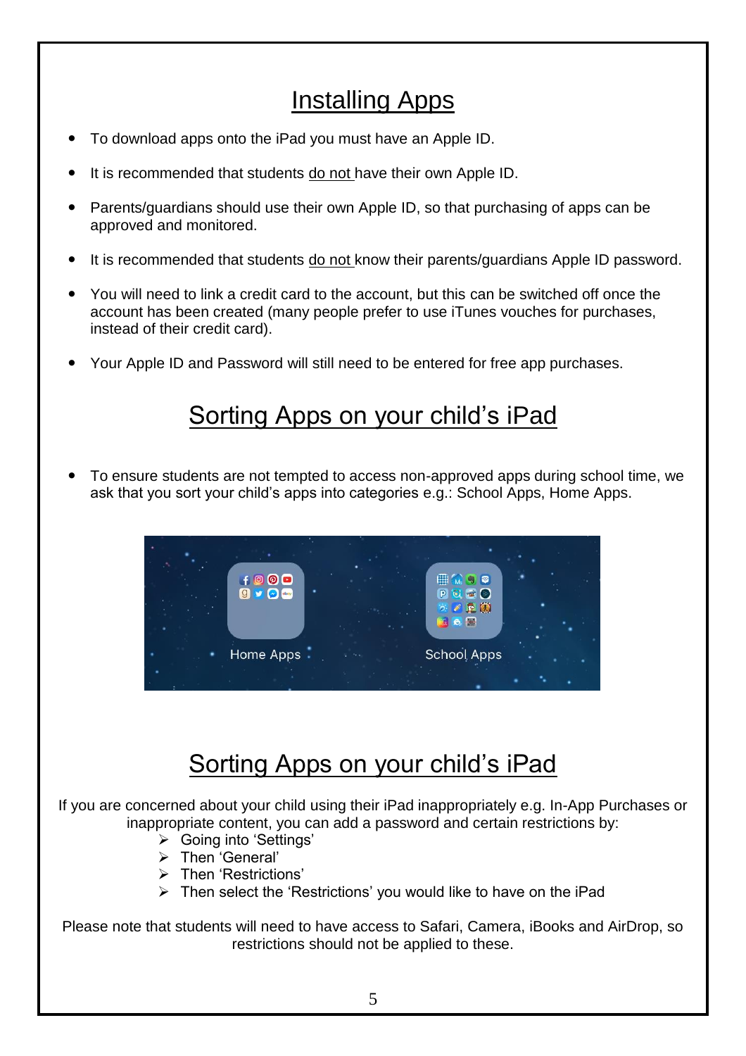# Installing Apps

- To download apps onto the iPad you must have an Apple ID.
- It is recommended that students do not have their own Apple ID.
- Parents/guardians should use their own Apple ID, so that purchasing of apps can be approved and monitored.
- It is recommended that students do not know their parents/guardians Apple ID password.
- You will need to link a credit card to the account, but this can be switched off once the account has been created (many people prefer to use iTunes vouches for purchases, instead of their credit card).
- Your Apple ID and Password will still need to be entered for free app purchases.

# Sorting Apps on your child's iPad

- To ensure students are not tempted to access non-approved apps during school time, we ask that you sort your child's apps into categories e.g.: School Apps, Home Apps.

Home Apps

School Apps

# Sorting Apps on your child's iPad

If you are concerned about your child using their iPad inappropriately e.g. In-App Purchases or inappropriate content, you can add a password and certain restrictions by:

- Going into 'Settings'
- Then 'General'
- Then 'Restrictions'
- Then select the 'Restrictions' you would like to have on the iPad

Please note that students will need to have access to Safari, Camera, iBooks and AirDrop, so restrictions should not be applied to these.